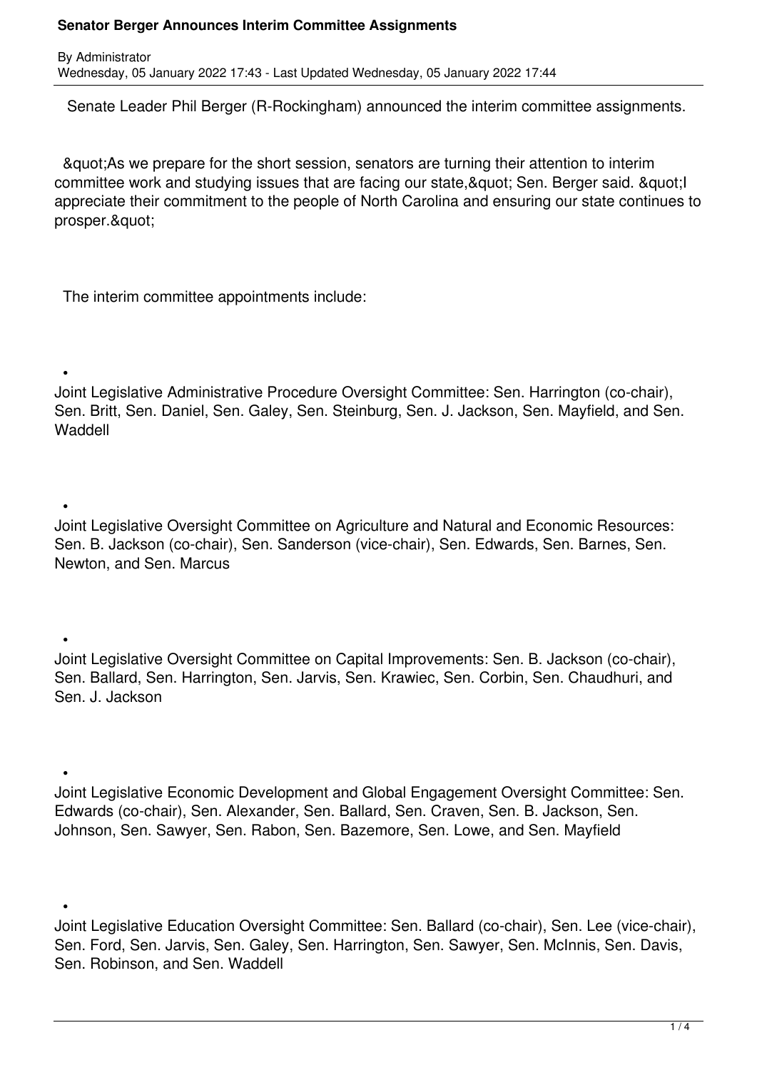# Senator Berger Announces Interim Committee Assignments

By Administrator
Wednesday, 05 January 2022 17:43 - Last Updated Wednesday, 05 January 2022 17:44

Senate Leader Phil Berger (R-Rockingham) announced the interim committee assignments.

&quot;As we prepare for the short session, senators are turning their attention to interim committee work and studying issues that are facing our state,&quot; Sen. Berger said. &quot;I appreciate their commitment to the people of North Carolina and ensuring our state continues to prosper.&quot;

The interim committee appointments include:

- Joint Legislative Administrative Procedure Oversight Committee: Sen. Harrington (co-chair), Sen. Britt, Sen. Daniel, Sen. Galey, Sen. Steinburg, Sen. J. Jackson, Sen. Mayfield, and Sen. Waddell

- Joint Legislative Oversight Committee on Agriculture and Natural and Economic Resources: Sen. B. Jackson (co-chair), Sen. Sanderson (vice-chair), Sen. Edwards, Sen. Barnes, Sen. Newton, and Sen. Marcus

- Joint Legislative Oversight Committee on Capital Improvements: Sen. B. Jackson (co-chair), Sen. Ballard, Sen. Harrington, Sen. Jarvis, Sen. Krawiec, Sen. Corbin, Sen. Chaudhuri, and Sen. J. Jackson

- Joint Legislative Economic Development and Global Engagement Oversight Committee: Sen. Edwards (co-chair), Sen. Alexander, Sen. Ballard, Sen. Craven, Sen. B. Jackson, Sen. Johnson, Sen. Sawyer, Sen. Rabon, Sen. Bazemore, Sen. Lowe, and Sen. Mayfield

- Joint Legislative Education Oversight Committee: Sen. Ballard (co-chair), Sen. Lee (vice-chair), Sen. Ford, Sen. Jarvis, Sen. Galey, Sen. Harrington, Sen. Sawyer, Sen. McInnis, Sen. Davis, Sen. Robinson, and Sen. Waddell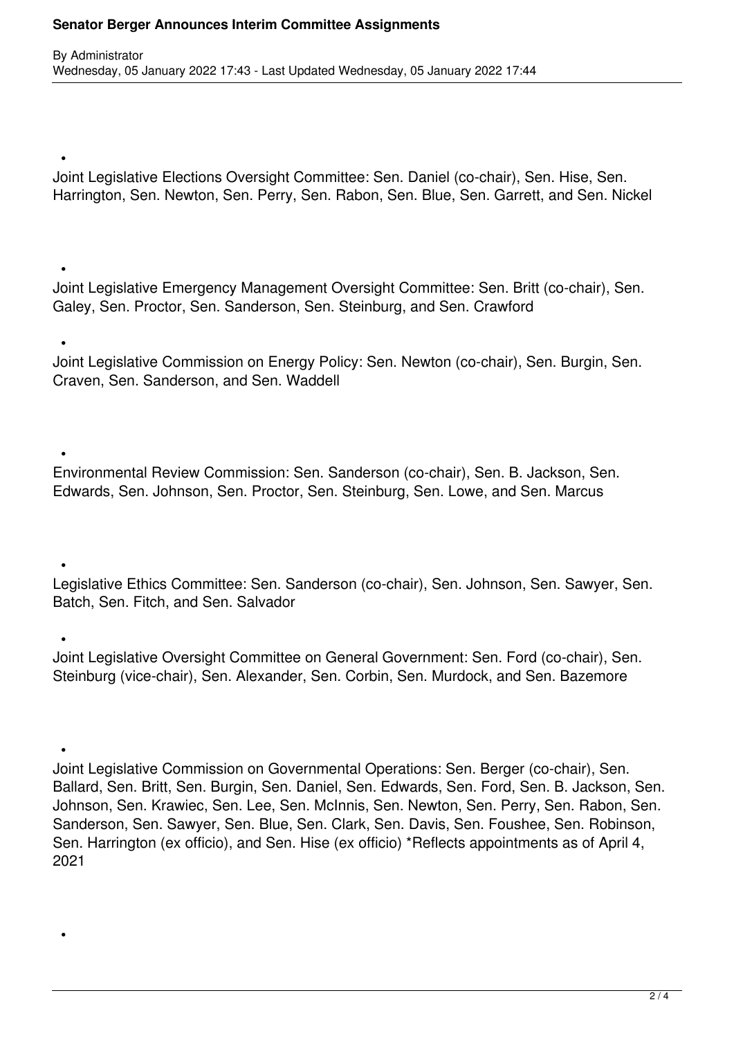- Joint Legislative Elections Oversight Committee: Sen. Daniel (co-chair), Sen. Hise, Sen. Harrington, Sen. Newton, Sen. Perry, Sen. Rabon, Sen. Blue, Sen. Garrett, and Sen. Nickel

- Joint Legislative Emergency Management Oversight Committee: Sen. Britt (co-chair), Sen. Galey, Sen. Proctor, Sen. Sanderson, Sen. Steinburg, and Sen. Crawford

- Joint Legislative Commission on Energy Policy: Sen. Newton (co-chair), Sen. Burgin, Sen. Craven, Sen. Sanderson, and Sen. Waddell

- Environmental Review Commission: Sen. Sanderson (co-chair), Sen. B. Jackson, Sen. Edwards, Sen. Johnson, Sen. Proctor, Sen. Steinburg, Sen. Lowe, and Sen. Marcus

- Legislative Ethics Committee: Sen. Sanderson (co-chair), Sen. Johnson, Sen. Sawyer, Sen. Batch, Sen. Fitch, and Sen. Salvador

- Joint Legislative Oversight Committee on General Government: Sen. Ford (co-chair), Sen. Steinburg (vice-chair), Sen. Alexander, Sen. Corbin, Sen. Murdock, and Sen. Bazemore

- Joint Legislative Commission on Governmental Operations: Sen. Berger (co-chair), Sen. Ballard, Sen. Britt, Sen. Burgin, Sen. Daniel, Sen. Edwards, Sen. Ford, Sen. B. Jackson, Sen. Johnson, Sen. Krawiec, Sen. Lee, Sen. McInnis, Sen. Newton, Sen. Perry, Sen. Rabon, Sen. Sanderson, Sen. Sawyer, Sen. Blue, Sen. Clark, Sen. Davis, Sen. Foushee, Sen. Robinson, Sen. Harrington (ex officio), and Sen. Hise (ex officio) *Reflects appointments as of April 4, 2021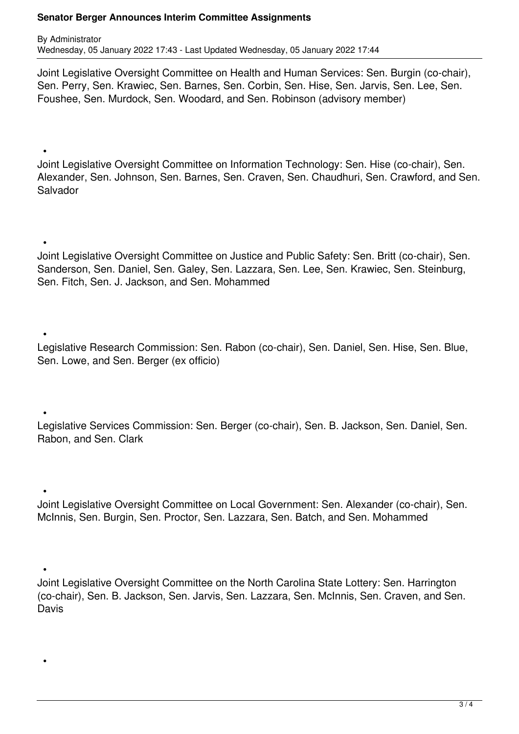Joint Legislative Oversight Committee on Health and Human Services: Sen. Burgin (co-chair), Sen. Perry, Sen. Krawiec, Sen. Barnes, Sen. Corbin, Sen. Hise, Sen. Jarvis, Sen. Lee, Sen. Foushee, Sen. Murdock, Sen. Woodard, and Sen. Robinson (advisory member)

- Joint Legislative Oversight Committee on Information Technology: Sen. Hise (co-chair), Sen. Alexander, Sen. Johnson, Sen. Barnes, Sen. Craven, Sen. Chaudhuri, Sen. Crawford, and Sen. Salvador

- Joint Legislative Oversight Committee on Justice and Public Safety: Sen. Britt (co-chair), Sen. Sanderson, Sen. Daniel, Sen. Galey, Sen. Lazzara, Sen. Lee, Sen. Krawiec, Sen. Steinburg, Sen. Fitch, Sen. J. Jackson, and Sen. Mohammed

- Legislative Research Commission: Sen. Rabon (co-chair), Sen. Daniel, Sen. Hise, Sen. Blue, Sen. Lowe, and Sen. Berger (ex officio)

- Legislative Services Commission: Sen. Berger (co-chair), Sen. B. Jackson, Sen. Daniel, Sen. Rabon, and Sen. Clark

- Joint Legislative Oversight Committee on Local Government: Sen. Alexander (co-chair), Sen. McInnis, Sen. Burgin, Sen. Proctor, Sen. Lazzara, Sen. Batch, and Sen. Mohammed

- Joint Legislative Oversight Committee on the North Carolina State Lottery: Sen. Harrington (co-chair), Sen. B. Jackson, Sen. Jarvis, Sen. Lazzara, Sen. McInnis, Sen. Craven, and Sen. Davis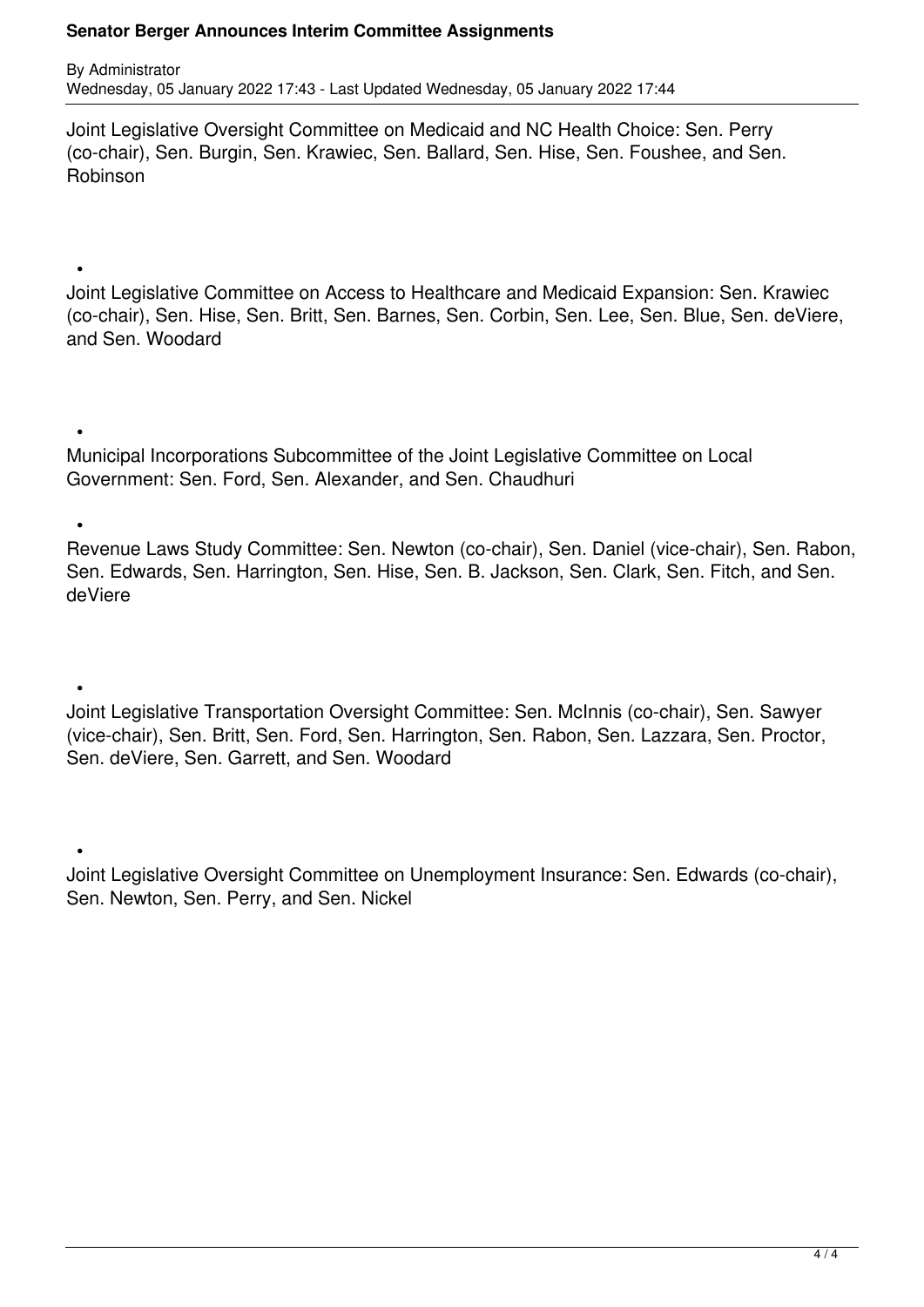Joint Legislative Oversight Committee on Medicaid and NC Health Choice: Sen. Perry (co-chair), Sen. Burgin, Sen. Krawiec, Sen. Ballard, Sen. Hise, Sen. Foushee, and Sen. Robinson

- Joint Legislative Committee on Access to Healthcare and Medicaid Expansion: Sen. Krawiec (co-chair), Sen. Hise, Sen. Britt, Sen. Barnes, Sen. Corbin, Sen. Lee, Sen. Blue, Sen. deViere, and Sen. Woodard

- Municipal Incorporations Subcommittee of the Joint Legislative Committee on Local Government: Sen. Ford, Sen. Alexander, and Sen. Chaudhuri

- Revenue Laws Study Committee: Sen. Newton (co-chair), Sen. Daniel (vice-chair), Sen. Rabon, Sen. Edwards, Sen. Harrington, Sen. Hise, Sen. B. Jackson, Sen. Clark, Sen. Fitch, and Sen. deViere

- Joint Legislative Transportation Oversight Committee: Sen. McInnis (co-chair), Sen. Sawyer (vice-chair), Sen. Britt, Sen. Ford, Sen. Harrington, Sen. Rabon, Sen. Lazzara, Sen. Proctor, Sen. deViere, Sen. Garrett, and Sen. Woodard

- Joint Legislative Oversight Committee on Unemployment Insurance: Sen. Edwards (co-chair), Sen. Newton, Sen. Perry, and Sen. Nickel